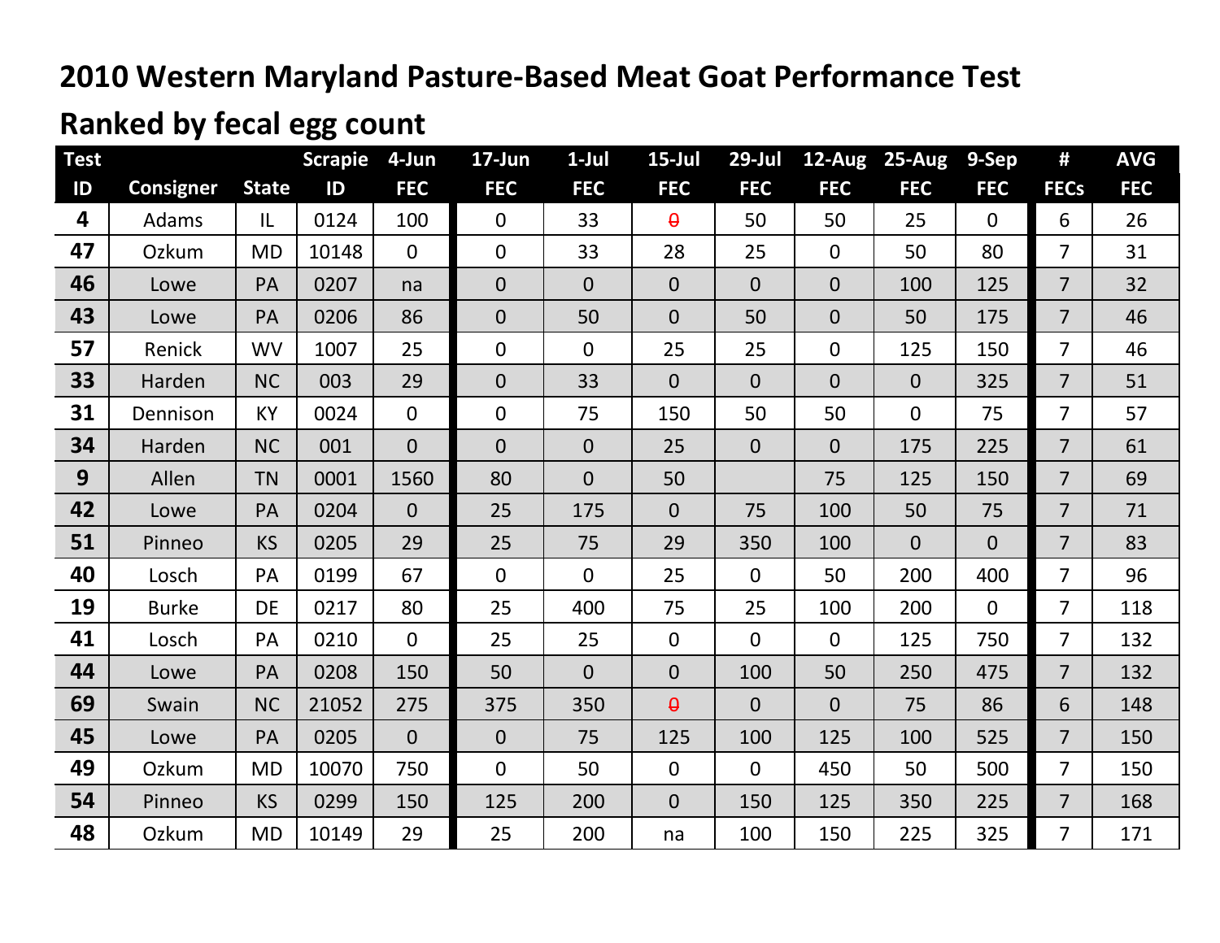# 2010 Western Maryland Pasture-Based Meat Goat Performance Test

## Ranked by fecal egg count

| Test ID | Consigner | State | Scrapie ID | 4-Jun FEC | 17-Jun FEC | 1-Jul FEC | 15-Jul FEC | 29-Jul FEC | 12-Aug FEC | 25-Aug FEC | 9-Sep FEC | # FECs | AVG FEC |
|---|---|---|---|---|---|---|---|---|---|---|---|---|---|
| 4 | Adams | IL | 0124 | 100 | 0 | 33 | ~~0~~ | 50 | 50 | 25 | 0 | 6 | 26 |
| 47 | Ozkum | MD | 10148 | 0 | 0 | 33 | 28 | 25 | 0 | 50 | 80 | 7 | 31 |
| 46 | Lowe | PA | 0207 | na | 0 | 0 | 0 | 0 | 0 | 100 | 125 | 7 | 32 |
| 43 | Lowe | PA | 0206 | 86 | 0 | 50 | 0 | 50 | 0 | 50 | 175 | 7 | 46 |
| 57 | Renick | WV | 1007 | 25 | 0 | 0 | 25 | 25 | 0 | 125 | 150 | 7 | 46 |
| 33 | Harden | NC | 003 | 29 | 0 | 33 | 0 | 0 | 0 | 0 | 325 | 7 | 51 |
| 31 | Dennison | KY | 0024 | 0 | 0 | 75 | 150 | 50 | 50 | 0 | 75 | 7 | 57 |
| 34 | Harden | NC | 001 | 0 | 0 | 0 | 25 | 0 | 0 | 175 | 225 | 7 | 61 |
| 9 | Allen | TN | 0001 | 1560 | 80 | 0 | 50 | | 75 | 125 | 150 | 7 | 69 |
| 42 | Lowe | PA | 0204 | 0 | 25 | 175 | 0 | 75 | 100 | 50 | 75 | 7 | 71 |
| 51 | Pinneo | KS | 0205 | 29 | 25 | 75 | 29 | 350 | 100 | 0 | 0 | 7 | 83 |
| 40 | Losch | PA | 0199 | 67 | 0 | 0 | 25 | 0 | 50 | 200 | 400 | 7 | 96 |
| 19 | Burke | DE | 0217 | 80 | 25 | 400 | 75 | 25 | 100 | 200 | 0 | 7 | 118 |
| 41 | Losch | PA | 0210 | 0 | 25 | 25 | 0 | 0 | 0 | 125 | 750 | 7 | 132 |
| 44 | Lowe | PA | 0208 | 150 | 50 | 0 | 0 | 100 | 50 | 250 | 475 | 7 | 132 |
| 69 | Swain | NC | 21052 | 275 | 375 | 350 | ~~0~~ | 0 | 0 | 75 | 86 | 6 | 148 |
| 45 | Lowe | PA | 0205 | 0 | 0 | 75 | 125 | 100 | 125 | 100 | 525 | 7 | 150 |
| 49 | Ozkum | MD | 10070 | 750 | 0 | 50 | 0 | 0 | 450 | 50 | 500 | 7 | 150 |
| 54 | Pinneo | KS | 0299 | 150 | 125 | 200 | 0 | 150 | 125 | 350 | 225 | 7 | 168 |
| 48 | Ozkum | MD | 10149 | 29 | 25 | 200 | na | 100 | 150 | 225 | 325 | 7 | 171 |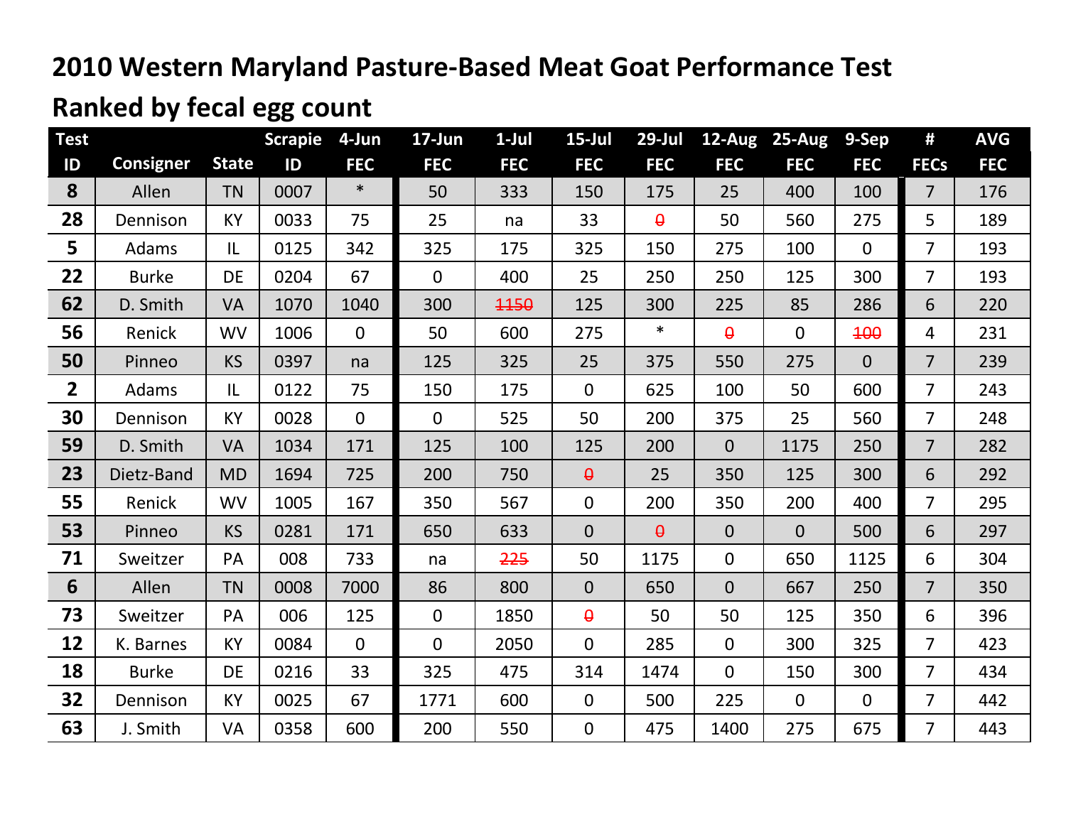# 2010 Western Maryland Pasture-Based Meat Goat Performance Test

## Ranked by fecal egg count

| Test ID | Consigner | State | Scrapie ID | 4-Jun FEC | 17-Jun FEC | 1-Jul FEC | 15-Jul FEC | 29-Jul FEC | 12-Aug FEC | 25-Aug FEC | 9-Sep FEC | # FECs | AVG FEC |
|---|---|---|---|---|---|---|---|---|---|---|---|---|---|
| **8** | Allen | TN | 0007 | * | 50 | 333 | 150 | 175 | 25 | 400 | 100 | 7 | 176 |
| **28** | Dennison | KY | 0033 | 75 | 25 | na | 33 | ~~0~~ | 50 | 560 | 275 | 5 | 189 |
| **5** | Adams | IL | 0125 | 342 | 325 | 175 | 325 | 150 | 275 | 100 | 0 | 7 | 193 |
| **22** | Burke | DE | 0204 | 67 | 0 | 400 | 25 | 250 | 250 | 125 | 300 | 7 | 193 |
| **62** | D. Smith | VA | 1070 | 1040 | 300 | ~~1150~~ | 125 | 300 | 225 | 85 | 286 | 6 | 220 |
| **56** | Renick | WV | 1006 | 0 | 50 | 600 | 275 | * | ~~0~~ | 0 | ~~100~~ | 4 | 231 |
| **50** | Pinneo | KS | 0397 | na | 125 | 325 | 25 | 375 | 550 | 275 | 0 | 7 | 239 |
| **2** | Adams | IL | 0122 | 75 | 150 | 175 | 0 | 625 | 100 | 50 | 600 | 7 | 243 |
| **30** | Dennison | KY | 0028 | 0 | 0 | 525 | 50 | 200 | 375 | 25 | 560 | 7 | 248 |
| **59** | D. Smith | VA | 1034 | 171 | 125 | 100 | 125 | 200 | 0 | 1175 | 250 | 7 | 282 |
| **23** | Dietz-Band | MD | 1694 | 725 | 200 | 750 | ~~0~~ | 25 | 350 | 125 | 300 | 6 | 292 |
| **55** | Renick | WV | 1005 | 167 | 350 | 567 | 0 | 200 | 350 | 200 | 400 | 7 | 295 |
| **53** | Pinneo | KS | 0281 | 171 | 650 | 633 | 0 | ~~0~~ | 0 | 0 | 500 | 6 | 297 |
| **71** | Sweitzer | PA | 008 | 733 | na | ~~225~~ | 50 | 1175 | 0 | 650 | 1125 | 6 | 304 |
| **6** | Allen | TN | 0008 | 7000 | 86 | 800 | 0 | 650 | 0 | 667 | 250 | 7 | 350 |
| **73** | Sweitzer | PA | 006 | 125 | 0 | 1850 | ~~0~~ | 50 | 50 | 125 | 350 | 6 | 396 |
| **12** | K. Barnes | KY | 0084 | 0 | 0 | 2050 | 0 | 285 | 0 | 300 | 325 | 7 | 423 |
| **18** | Burke | DE | 0216 | 33 | 325 | 475 | 314 | 1474 | 0 | 150 | 300 | 7 | 434 |
| **32** | Dennison | KY | 0025 | 67 | 1771 | 600 | 0 | 500 | 225 | 0 | 0 | 7 | 442 |
| **63** | J. Smith | VA | 0358 | 600 | 200 | 550 | 0 | 475 | 1400 | 275 | 675 | 7 | 443 |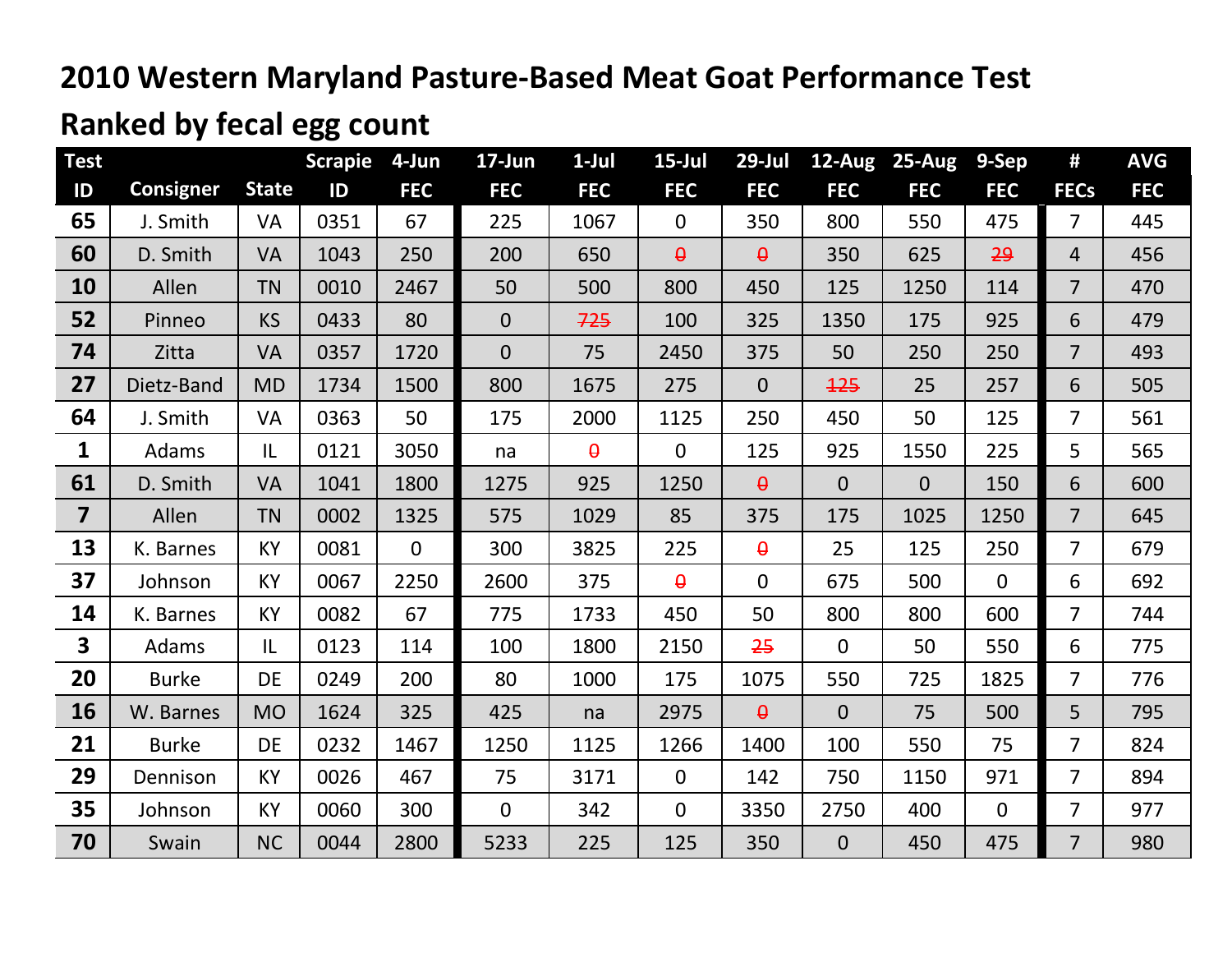# 2010 Western Maryland Pasture-Based Meat Goat Performance Test

## Ranked by fecal egg count

| Test ID | Consigner | State | Scrapie ID | 4-Jun FEC | 17-Jun FEC | 1-Jul FEC | 15-Jul FEC | 29-Jul FEC | 12-Aug FEC | 25-Aug FEC | 9-Sep FEC | # FECs | AVG FEC |
|---|---|---|---|---|---|---|---|---|---|---|---|---|---|
| 65 | J. Smith | VA | 0351 | 67 | 225 | 1067 | 0 | 350 | 800 | 550 | 475 | 7 | 445 |
| 60 | D. Smith | VA | 1043 | 250 | 200 | 650 | ~~0~~ | ~~0~~ | 350 | 625 | ~~29~~ | 4 | 456 |
| 10 | Allen | TN | 0010 | 2467 | 50 | 500 | 800 | 450 | 125 | 1250 | 114 | 7 | 470 |
| 52 | Pinneo | KS | 0433 | 80 | 0 | ~~725~~ | 100 | 325 | 1350 | 175 | 925 | 6 | 479 |
| 74 | Zitta | VA | 0357 | 1720 | 0 | 75 | 2450 | 375 | 50 | 250 | 250 | 7 | 493 |
| 27 | Dietz-Band | MD | 1734 | 1500 | 800 | 1675 | 275 | 0 | ~~125~~ | 25 | 257 | 6 | 505 |
| 64 | J. Smith | VA | 0363 | 50 | 175 | 2000 | 1125 | 250 | 450 | 50 | 125 | 7 | 561 |
| 1 | Adams | IL | 0121 | 3050 | na | ~~0~~ | 0 | 125 | 925 | 1550 | 225 | 5 | 565 |
| 61 | D. Smith | VA | 1041 | 1800 | 1275 | 925 | 1250 | ~~0~~ | 0 | 0 | 150 | 6 | 600 |
| 7 | Allen | TN | 0002 | 1325 | 575 | 1029 | 85 | 375 | 175 | 1025 | 1250 | 7 | 645 |
| 13 | K. Barnes | KY | 0081 | 0 | 300 | 3825 | 225 | ~~0~~ | 25 | 125 | 250 | 7 | 679 |
| 37 | Johnson | KY | 0067 | 2250 | 2600 | 375 | ~~0~~ | 0 | 675 | 500 | 0 | 6 | 692 |
| 14 | K. Barnes | KY | 0082 | 67 | 775 | 1733 | 450 | 50 | 800 | 800 | 600 | 7 | 744 |
| 3 | Adams | IL | 0123 | 114 | 100 | 1800 | 2150 | ~~25~~ | 0 | 50 | 550 | 6 | 775 |
| 20 | Burke | DE | 0249 | 200 | 80 | 1000 | 175 | 1075 | 550 | 725 | 1825 | 7 | 776 |
| 16 | W. Barnes | MO | 1624 | 325 | 425 | na | 2975 | ~~0~~ | 0 | 75 | 500 | 5 | 795 |
| 21 | Burke | DE | 0232 | 1467 | 1250 | 1125 | 1266 | 1400 | 100 | 550 | 75 | 7 | 824 |
| 29 | Dennison | KY | 0026 | 467 | 75 | 3171 | 0 | 142 | 750 | 1150 | 971 | 7 | 894 |
| 35 | Johnson | KY | 0060 | 300 | 0 | 342 | 0 | 3350 | 2750 | 400 | 0 | 7 | 977 |
| 70 | Swain | NC | 0044 | 2800 | 5233 | 225 | 125 | 350 | 0 | 450 | 475 | 7 | 980 |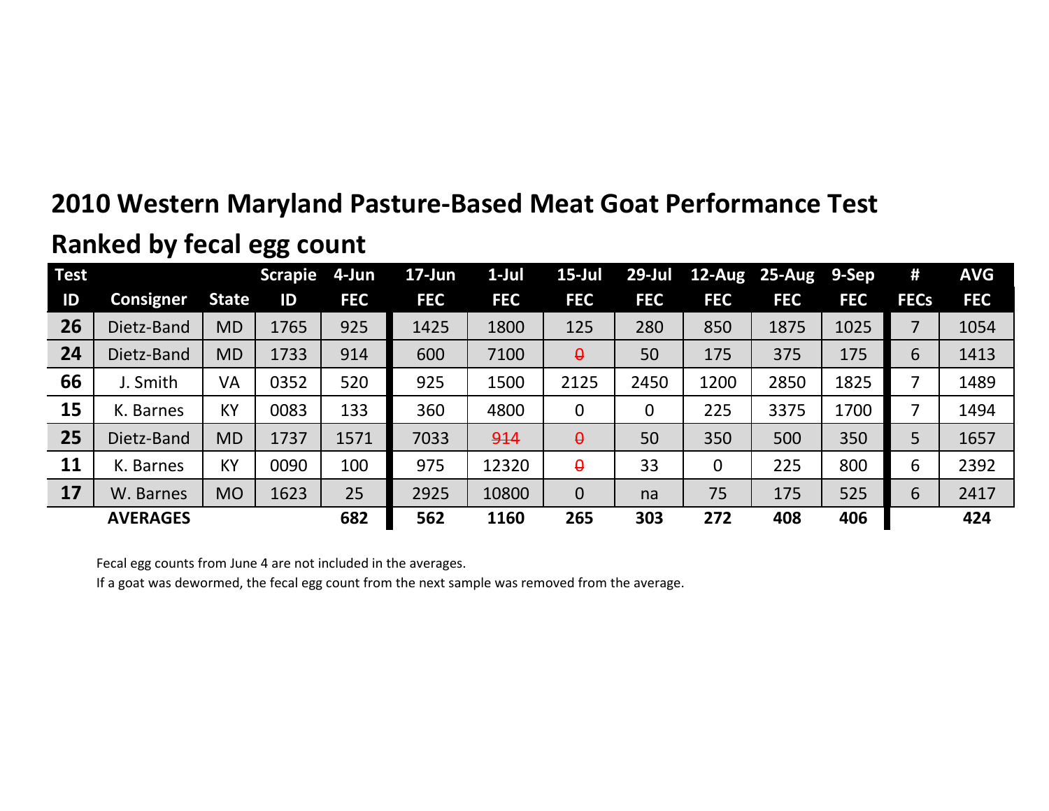# 2010 Western Maryland Pasture-Based Meat Goat Performance Test

## Ranked by fecal egg count

| Test ID | Consigner | State | Scrapie ID | 4-Jun FEC | 17-Jun FEC | 1-Jul FEC | 15-Jul FEC | 29-Jul FEC | 12-Aug FEC | 25-Aug FEC | 9-Sep FEC | # FECs | AVG FEC |
|---|---|---|---|---|---|---|---|---|---|---|---|---|---|
| **26** | Dietz-Band | MD | 1765 | 925 | 1425 | 1800 | 125 | 280 | 850 | 1875 | 1025 | 7 | 1054 |
| **24** | Dietz-Band | MD | 1733 | 914 | 600 | 7100 | ~~0~~ | 50 | 175 | 375 | 175 | 6 | 1413 |
| **66** | J. Smith | VA | 0352 | 520 | 925 | 1500 | 2125 | 2450 | 1200 | 2850 | 1825 | 7 | 1489 |
| **15** | K. Barnes | KY | 0083 | 133 | 360 | 4800 | 0 | 0 | 225 | 3375 | 1700 | 7 | 1494 |
| **25** | Dietz-Band | MD | 1737 | 1571 | 7033 | ~~914~~ | ~~0~~ | 50 | 350 | 500 | 350 | 5 | 1657 |
| **11** | K. Barnes | KY | 0090 | 100 | 975 | 12320 | ~~0~~ | 33 | 0 | 225 | 800 | 6 | 2392 |
| **17** | W. Barnes | MO | 1623 | 25 | 2925 | 10800 | 0 | na | 75 | 175 | 525 | 6 | 2417 |
| | **AVERAGES** | | | **682** | **562** | **1160** | **265** | **303** | **272** | **408** | **406** | | **424** |

Fecal egg counts from June 4 are not included in the averages.

If a goat was dewormed, the fecal egg count from the next sample was removed from the average.